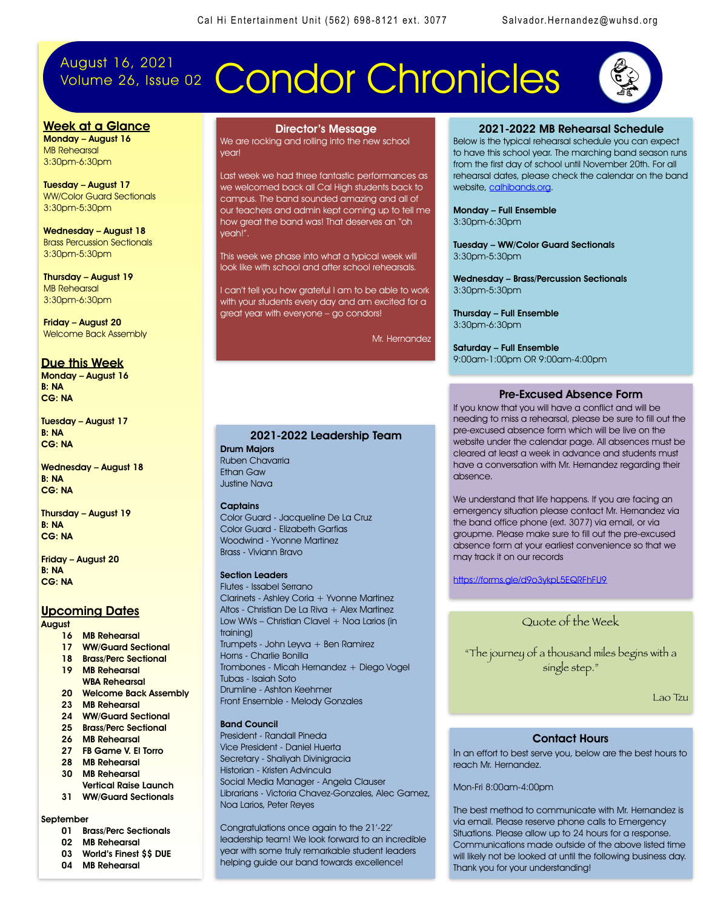Cal Hi Entertainment Unit (562) 698-8121 ext. 3077 Salvador.Hernandez@wuhsd.org

August 16, 2021
Volume 26, Issue 02

# Condor Chronicles

## Week at a Glance

**Monday – August 16**
MB Rehearsal
3:30pm-6:30pm

**Tuesday – August 17**
WW/Color Guard Sectionals
3:30pm-5:30pm

**Wednesday – August 18**
Brass Percussion Sectionals
3:30pm-5:30pm

**Thursday – August 19**
MB Rehearsal
3:30pm-6:30pm

**Friday – August 20**
Welcome Back Assembly

## Due this Week

**Monday – August 16**
**B: NA**
**CG: NA**

**Tuesday – August 17**
**B: NA**
**CG: NA**

**Wednesday – August 18**
**B: NA**
**CG: NA**

**Thursday – August 19**
**B: NA**
**CG: NA**

**Friday – August 20**
**B: NA**
**CG: NA**

## Upcoming Dates

August

- **16** MB Rehearsal
- **17** WW/Guard Sectional
- **18** Brass/Perc Sectional
- **19** MB Rehearsal, WBA Rehearsal
- **20** Welcome Back Assembly
- **23** MB Rehearsal
- **24** WW/Guard Sectional
- **25** Brass/Perc Sectional
- **26** MB Rehearsal
- **27** FB Game V. El Torro
- **28** MB Rehearsal
- **30** MB Rehearsal, Vertical Raise Launch
- **31** WW/Guard Sectionals

September

- **01** Brass/Perc Sectionals
- **02** MB Rehearsal
- **03** World's Finest $$ DUE
- **04** MB Rehearsal

## Director's Message

We are rocking and rolling into the new school year!

Last week we had three fantastic performances as we welcomed back all Cal High students back to campus. The band sounded amazing and all of our teachers and admin kept coming up to tell me how great the band was! That deserves an "oh yeah!".

This week we phase into what a typical week will look like with school and after school rehearsals.

I can't tell you how grateful I am to be able to work with your students every day and am excited for a great year with everyone – go condors!

Mr. Hernandez

## 2021-2022 Leadership Team

**Drum Majors**
Ruben Chavarria
Ethan Gaw
Justine Nava

**Captains**
Color Guard - Jacqueline De La Cruz
Color Guard - Elizabeth Garfias
Woodwind - Yvonne Martinez
Brass - Viviann Bravo

**Section Leaders**
Flutes - Issabel Serrano
Clarinets - Ashley Coria + Yvonne Martinez
Altos - Christian De La Riva + Alex Martinez
Low WWs – Christian Clavel + Noa Larios (in training)
Trumpets - John Leyva + Ben Ramirez
Horns - Charlie Bonilla
Trombones - Micah Hernandez + Diego Vogel
Tubas - Isaiah Soto
Drumline - Ashton Keehmer
Front Ensemble - Melody Gonzales

**Band Council**
President - Randall Pineda
Vice President - Daniel Huerta
Secretary - Shaliyah Divinigracia
Historian - Kristen Advincula
Social Media Manager - Angela Clauser
Librarians - Victoria Chavez-Gonzales, Alec Gamez, Noa Larios, Peter Reyes

Congratulations once again to the 21'-22' leadership team! We look forward to an incredible year with some truly remarkable student leaders helping guide our band towards excellence!

## 2021-2022 MB Rehearsal Schedule

Below is the typical rehearsal schedule you can expect to have this school year. The marching band season runs from the first day of school until November 20th. For all rehearsal dates, please check the calendar on the band website, calhibands.org.

**Monday – Full Ensemble**
3:30pm-6:30pm

**Tuesday – WW/Color Guard Sectionals**
3:30pm-5:30pm

**Wednesday – Brass/Percussion Sectionals**
3:30pm-5:30pm

**Thursday – Full Ensemble**
3:30pm-6:30pm

**Saturday – Full Ensemble**
9:00am-1:00pm OR 9:00am-4:00pm

## Pre-Excused Absence Form

If you know that you will have a conflict and will be needing to miss a rehearsal, please be sure to fill out the pre-excused absence form which will be live on the website under the calendar page. All absences must be cleared at least a week in advance and students must have a conversation with Mr. Hernandez regarding their absence.

We understand that life happens. If you are facing an emergency situation please contact Mr. Hernandez via the band office phone (ext. 3077) via email, or via groupme. Please make sure to fill out the pre-excused absence form at your earliest convenience so that we may track it on our records

https://forms.gle/d9o3ykpL5EQRFhFU9

## Quote of the Week

"The journey of a thousand miles begins with a single step."

Lao Tzu

## Contact Hours

In an effort to best serve you, below are the best hours to reach Mr. Hernandez.

Mon-Fri 8:00am-4:00pm

The best method to communicate with Mr. Hernandez is via email. Please reserve phone calls to Emergency Situations. Please allow up to 24 hours for a response. Communications made outside of the above listed time will likely not be looked at until the following business day. Thank you for your understanding!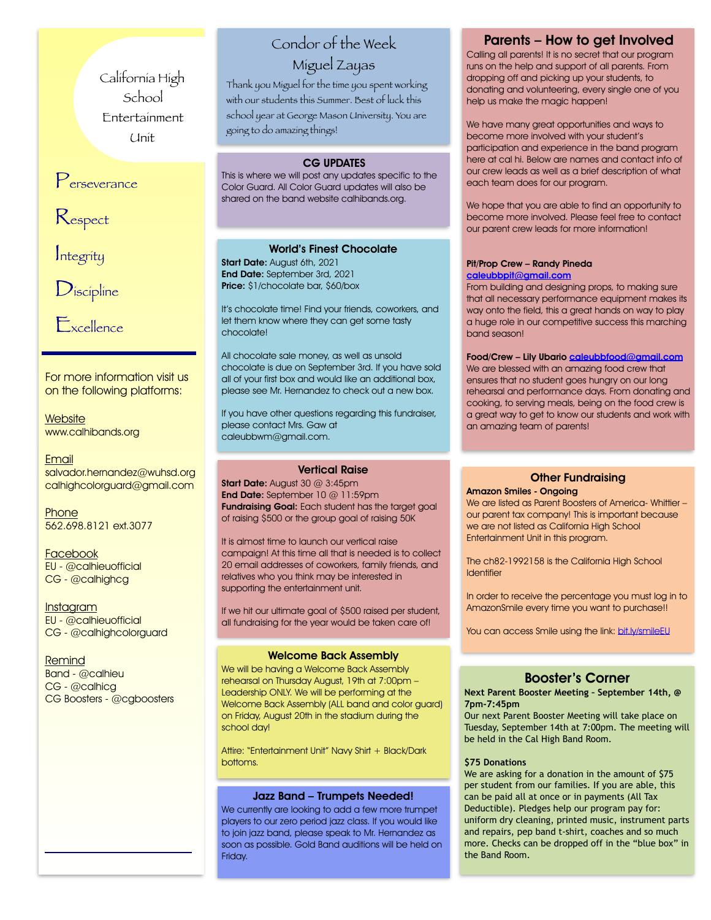California High School Entertainment Unit

Perseverance

Respect

Integrity

Discipline

Excellence

For more information visit us on the following platforms:

Website
www.calhibands.org

Email
salvador.hernandez@wuhsd.org
calhighcolorguard@gmail.com

Phone
562.698.8121 ext.3077

Facebook
EU - @calhieuofficial
CG - @calhighcg

Instagram
EU - @calhieuofficial
CG - @calhighcolorguard

Remind
Band - @calhieu
CG - @calhicg
CG Boosters - @cgboosters

## Condor of the Week

### Miguel Zayas

Thank you Miguel for the time you spent working with our students this Summer. Best of luck this school year at George Mason University. You are going to do amazing things!

## CG UPDATES

This is where we will post any updates specific to the Color Guard. All Color Guard updates will also be shared on the band website calhibands.org.

## World's Finest Chocolate

**Start Date:** August 6th, 2021
**End Date:** September 3rd, 2021
**Price:** $1/chocolate bar, $60/box

It's chocolate time! Find your friends, coworkers, and let them know where they can get some tasty chocolate!

All chocolate sale money, as well as unsold chocolate is due on September 3rd. If you have sold all of your first box and would like an additional box, please see Mr. Hernandez to check out a new box.

If you have other questions regarding this fundraiser, please contact Mrs. Gaw at caleubbwm@gmail.com.

## Vertical Raise

**Start Date:** August 30 @ 3:45pm
**End Date:** September 10 @ 11:59pm
**Fundraising Goal:** Each student has the target goal of raising $500 or the group goal of raising 50K

It is almost time to launch our vertical raise campaign! At this time all that is needed is to collect 20 email addresses of coworkers, family friends, and relatives who you think may be interested in supporting the entertainment unit.

If we hit our ultimate goal of $500 raised per student, all fundraising for the year would be taken care of!

## Welcome Back Assembly

We will be having a Welcome Back Assembly rehearsal on Thursday August, 19th at 7:00pm – Leadership ONLY. We will be performing at the Welcome Back Assembly (ALL band and color guard) on Friday, August 20th in the stadium during the school day!

Attire: "Entertainment Unit" Navy Shirt + Black/Dark bottoms.

## Jazz Band – Trumpets Needed!

We currently are looking to add a few more trumpet players to our zero period jazz class. If you would like to join jazz band, please speak to Mr. Hernandez as soon as possible. Gold Band auditions will be held on Friday.

## Parents – How to get Involved

Calling all parents! It is no secret that our program runs on the help and support of all parents. From dropping off and picking up your students, to donating and volunteering, every single one of you help us make the magic happen!

We have many great opportunities and ways to become more involved with your student's participation and experience in the band program here at cal hi. Below are names and contact info of our crew leads as well as a brief description of what each team does for our program.

We hope that you are able to find an opportunity to become more involved. Please feel free to contact our parent crew leads for more information!

**Pit/Prop Crew – Randy Pineda**
caleubbpit@gmail.com
From building and designing props, to making sure that all necessary performance equipment makes its way onto the field, this a great hands on way to play a huge role in our competitive success this marching band season!

**Food/Crew – Lily Ubario** caleubbfood@gmail.com
We are blessed with an amazing food crew that ensures that no student goes hungry on our long rehearsal and performance days. From donating and cooking, to serving meals, being on the food crew is a great way to get to know our students and work with an amazing team of parents!

## Other Fundraising

**Amazon Smiles - Ongoing**
We are listed as Parent Boosters of America- Whittier – our parent tax company! This is important because we are not listed as California High School Entertainment Unit in this program.

The ch82-1992158 is the California High School Identifier

In order to receive the percentage you must log in to AmazonSmile every time you want to purchase!!

You can access Smile using the link: bit.ly/smileEU

## Booster's Corner

**Next Parent Booster Meeting - September 14th, @ 7pm-7:45pm**
Our next Parent Booster Meeting will take place on Tuesday, September 14th at 7:00pm. The meeting will be held in the Cal High Band Room.

**$75 Donations**
We are asking for a donation in the amount of $75 per student from our families. If you are able, this can be paid all at once or in payments (All Tax Deductible). Pledges help our program pay for: uniform dry cleaning, printed music, instrument parts and repairs, pep band t-shirt, coaches and so much more. Checks can be dropped off in the "blue box" in the Band Room.